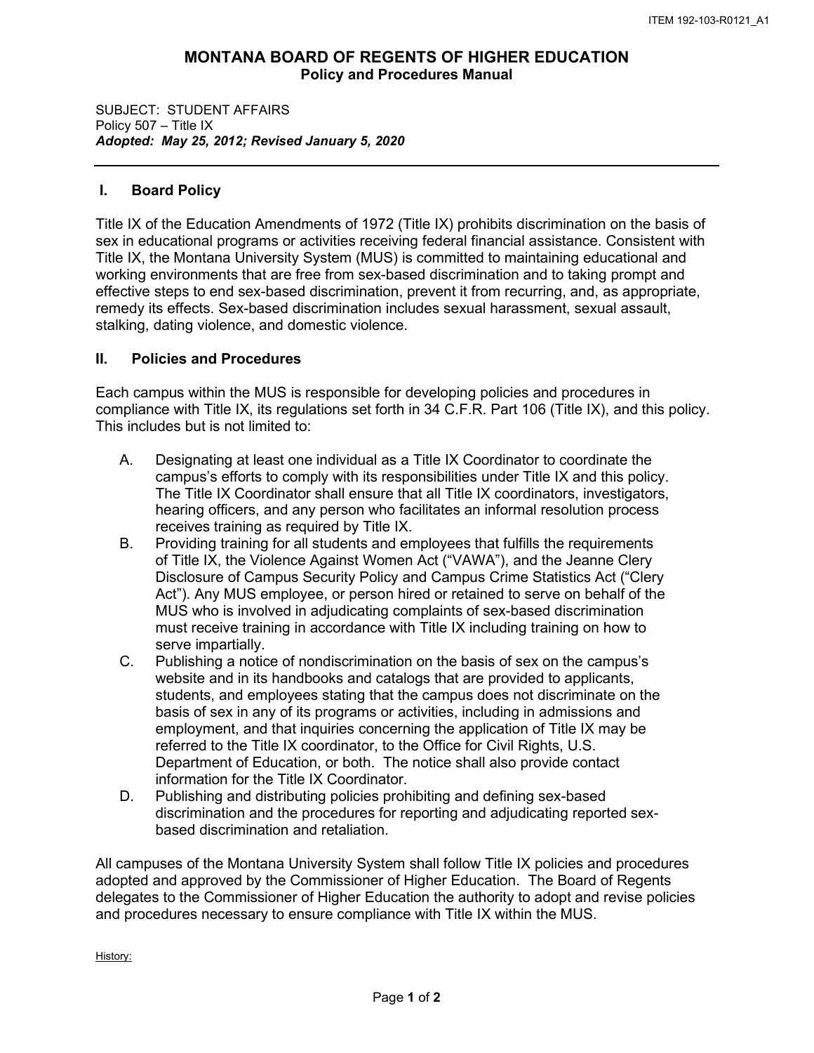ITEM 192-103-R0121_A1

# MONTANA BOARD OF REGENTS OF HIGHER EDUCATION
## Policy and Procedures Manual

SUBJECT: STUDENT AFFAIRS
Policy 507 – Title IX
***Adopted: May 25, 2012; Revised January 5, 2020***

---

### I. Board Policy

Title IX of the Education Amendments of 1972 (Title IX) prohibits discrimination on the basis of sex in educational programs or activities receiving federal financial assistance. Consistent with Title IX, the Montana University System (MUS) is committed to maintaining educational and working environments that are free from sex-based discrimination and to taking prompt and effective steps to end sex-based discrimination, prevent it from recurring, and, as appropriate, remedy its effects. Sex-based discrimination includes sexual harassment, sexual assault, stalking, dating violence, and domestic violence.

### II. Policies and Procedures

Each campus within the MUS is responsible for developing policies and procedures in compliance with Title IX, its regulations set forth in 34 C.F.R. Part 106 (Title IX), and this policy. This includes but is not limited to:

A. Designating at least one individual as a Title IX Coordinator to coordinate the campus's efforts to comply with its responsibilities under Title IX and this policy. The Title IX Coordinator shall ensure that all Title IX coordinators, investigators, hearing officers, and any person who facilitates an informal resolution process receives training as required by Title IX.

B. Providing training for all students and employees that fulfills the requirements of Title IX, the Violence Against Women Act ("VAWA"), and the Jeanne Clery Disclosure of Campus Security Policy and Campus Crime Statistics Act ("Clery Act"). Any MUS employee, or person hired or retained to serve on behalf of the MUS who is involved in adjudicating complaints of sex-based discrimination must receive training in accordance with Title IX including training on how to serve impartially.

C. Publishing a notice of nondiscrimination on the basis of sex on the campus's website and in its handbooks and catalogs that are provided to applicants, students, and employees stating that the campus does not discriminate on the basis of sex in any of its programs or activities, including in admissions and employment, and that inquiries concerning the application of Title IX may be referred to the Title IX coordinator, to the Office for Civil Rights, U.S. Department of Education, or both. The notice shall also provide contact information for the Title IX Coordinator.

D. Publishing and distributing policies prohibiting and defining sex-based discrimination and the procedures for reporting and adjudicating reported sex-based discrimination and retaliation.

All campuses of the Montana University System shall follow Title IX policies and procedures adopted and approved by the Commissioner of Higher Education. The Board of Regents delegates to the Commissioner of Higher Education the authority to adopt and revise policies and procedures necessary to ensure compliance with Title IX within the MUS.

History: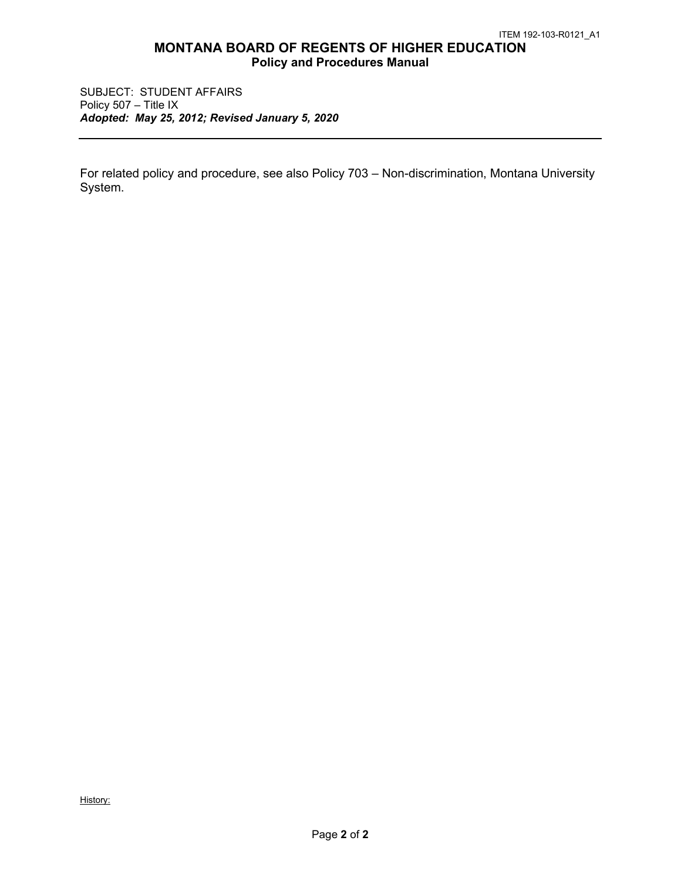ITEM 192-103-R0121_A1

**MONTANA BOARD OF REGENTS OF HIGHER EDUCATION**
**Policy and Procedures Manual**

SUBJECT: STUDENT AFFAIRS
Policy 507 – Title IX
***Adopted: May 25, 2012; Revised January 5, 2020***

---

For related policy and procedure, see also Policy 703 – Non-discrimination, Montana University System.

History: